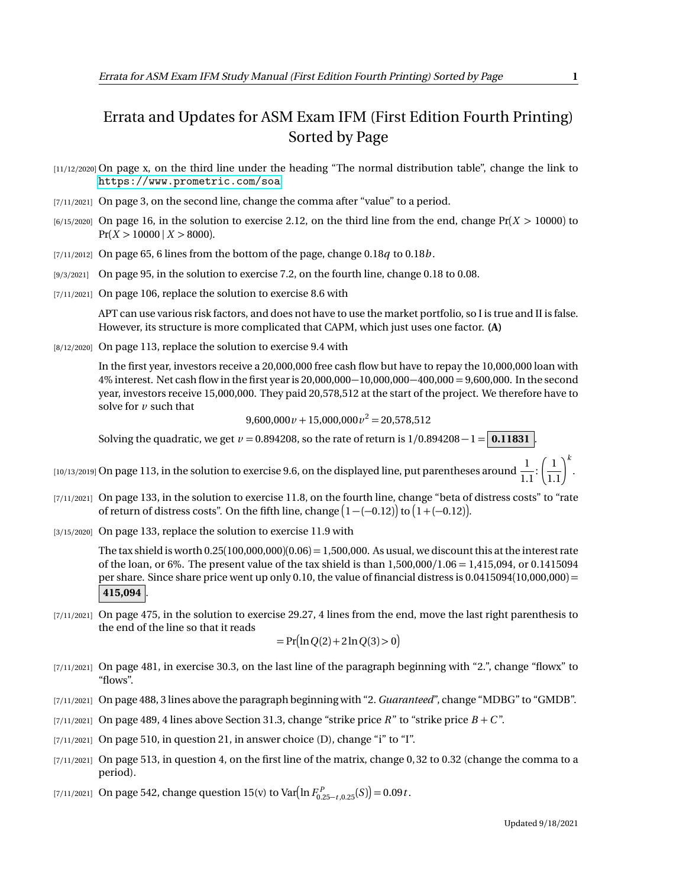# Errata and Updates for ASM Exam IFM (First Edition Fourth Printing) Sorted by Page

[11/12/2020] On page x, on the third line under the heading "The normal distribution table", change the link to https://www.prometric.com/soa

[7/11/2021] On page 3, on the second line, change the comma after "value" to a period.

[6/15/2020] On page 16, in the solution to exercise 2.12, on the third line from the end, change $\Pr(X > 10000)$ to $\Pr(X > 10000 \mid X > 8000)$.

[7/11/2012] On page 65, 6 lines from the bottom of the page, change $0.18q$ to $0.18b$.

[9/3/2021] On page 95, in the solution to exercise 7.2, on the fourth line, change 0.18 to 0.08.

[7/11/2021] On page 106, replace the solution to exercise 8.6 with

> APT can use various risk factors, and does not have to use the market portfolio, so I is true and II is false. However, its structure is more complicated that CAPM, which just uses one factor. **(A)**

[8/12/2020] On page 113, replace the solution to exercise 9.4 with

> In the first year, investors receive a 20,000,000 free cash flow but have to repay the 10,000,000 loan with 4% interest. Net cash flow in the first year is $20{,}000{,}000 - 10{,}000{,}000 - 400{,}000 = 9{,}600{,}000$. In the second year, investors receive 15,000,000. They paid 20,578,512 at the start of the project. We therefore have to solve for $v$ such that
>
> $$9{,}600{,}000v + 15{,}000{,}000v^2 = 20{,}578{,}512$$
>
> Solving the quadratic, we get $v = 0.894208$, so the rate of return is $1/0.894208 - 1 = \boxed{\mathbf{0.11831}}$.

[10/13/2019] On page 113, in the solution to exercise 9.6, on the displayed line, put parentheses around $\frac{1}{1.1}$: $\left(\frac{1}{1.1}\right)^k$.

[7/11/2021] On page 133, in the solution to exercise 11.8, on the fourth line, change "beta of distress costs" to "rate of return of distress costs". On the fifth line, change $\bigl(1-(-0.12)\bigr)$ to $\bigl(1+(-0.12)\bigr)$.

[3/15/2020] On page 133, replace the solution to exercise 11.9 with

> The tax shield is worth $0.25(100{,}000{,}000)(0.06) = 1{,}500{,}000$. As usual, we discount this at the interest rate of the loan, or 6%. The present value of the tax shield is than $1{,}500{,}000/1.06 = 1{,}415{,}094$, or 0.1415094 per share. Since share price went up only 0.10, the value of financial distress is $0.0415094(10{,}000{,}000) = \boxed{\mathbf{415{,}094}}$.

[7/11/2021] On page 475, in the solution to exercise 29.27, 4 lines from the end, move the last right parenthesis to the end of the line so that it reads

$$= \Pr\bigl(\ln Q(2) + 2\ln Q(3) > 0\bigr)$$

[7/11/2021] On page 481, in exercise 30.3, on the last line of the paragraph beginning with "2.", change "flowx" to "flows".

[7/11/2021] On page 488, 3 lines above the paragraph beginning with "2. *Guaranteed*", change "MDBG" to "GMDB".

[7/11/2021] On page 489, 4 lines above Section 31.3, change "strike price $R$" to "strike price $B + C$".

[7/11/2021] On page 510, in question 21, in answer choice (D), change "i" to "I".

[7/11/2021] On page 513, in question 4, on the first line of the matrix, change 0,32 to 0.32 (change the comma to a period).

[7/11/2021] On page 542, change question 15(v) to $\mathrm{Var}\bigl(\ln F^{P}_{0.25-t,0.25}(S)\bigr) = 0.09t$.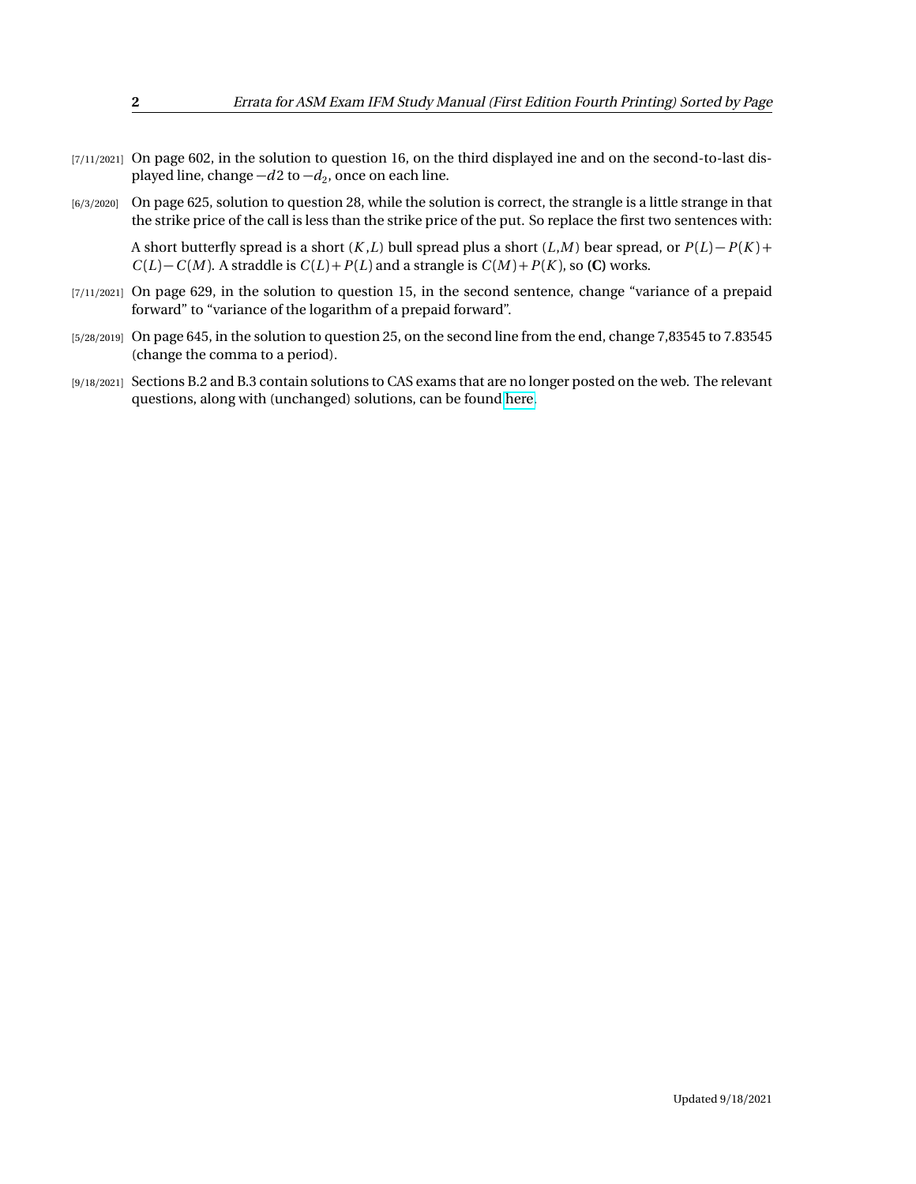[7/11/2021] On page 602, in the solution to question 16, on the third displayed ine and on the second-to-last displayed line, change $-d2$ to $-d_2$, once on each line.

[6/3/2020] On page 625, solution to question 28, while the solution is correct, the strangle is a little strange in that the strike price of the call is less than the strike price of the put. So replace the first two sentences with:

A short butterfly spread is a short $(K,L)$ bull spread plus a short $(L,M)$ bear spread, or $P(L) - P(K) + C(L) - C(M)$. A straddle is $C(L) + P(L)$ and a strangle is $C(M) + P(K)$, so **(C)** works.

[7/11/2021] On page 629, in the solution to question 15, in the second sentence, change "variance of a prepaid forward" to "variance of the logarithm of a prepaid forward".

[5/28/2019] On page 645, in the solution to question 25, on the second line from the end, change 7,83545 to 7.83545 (change the comma to a period).

[9/18/2021] Sections B.2 and B.3 contain solutions to CAS exams that are no longer posted on the web. The relevant questions, along with (unchanged) solutions, can be found here.

Updated 9/18/2021